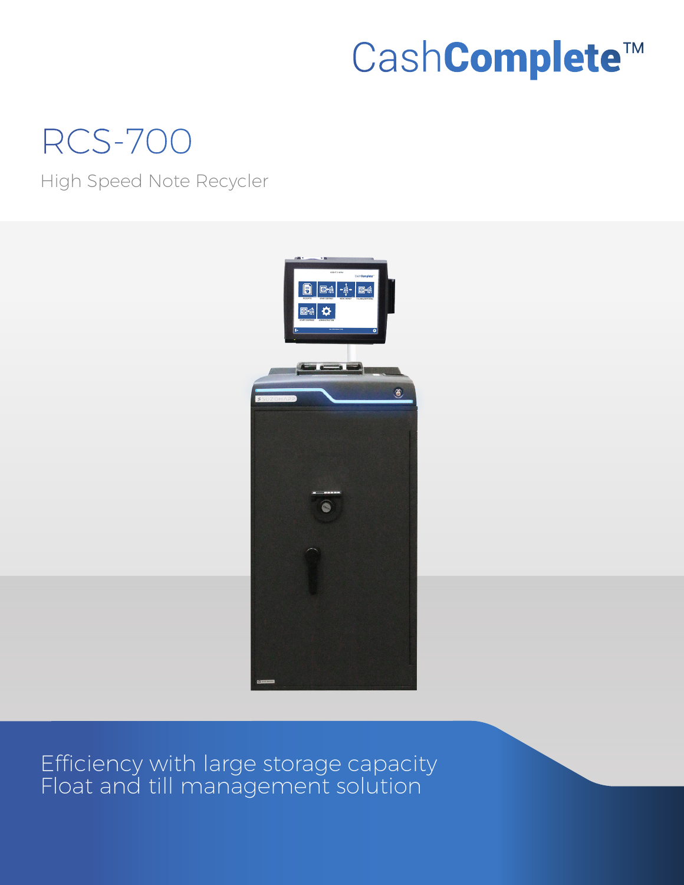CashComplete™

# RCS-700

High Speed Note Recycler

Efficiency with large storage capacity
Float and till management solution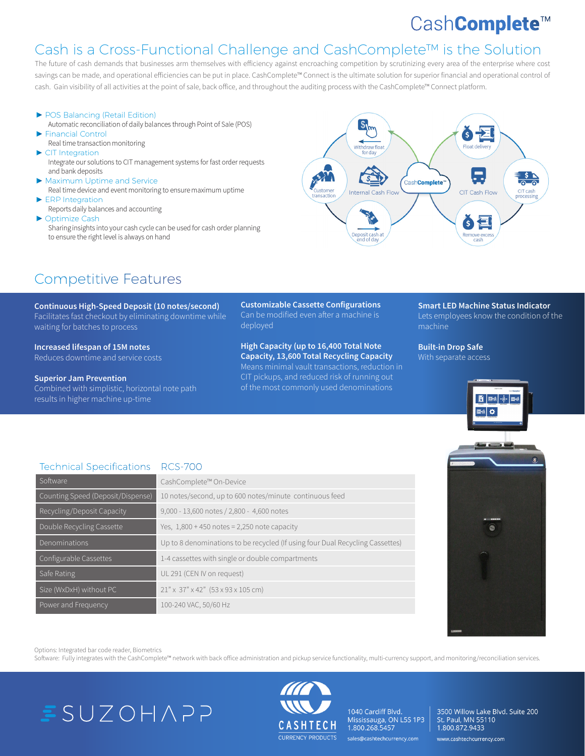# CashComplete™

## Cash is a Cross-Functional Challenge and CashComplete™ is the Solution

The future of cash demands that businesses arm themselves with efficiency against encroaching competition by scrutinizing every area of the enterprise where cost savings can be made, and operational efficiencies can be put in place. CashComplete™ Connect is the ultimate solution for superior financial and operational control of cash. Gain visibility of all activities at the point of sale, back office, and throughout the auditing process with the CashComplete™ Connect platform.

- **POS Balancing (Retail Edition)**
  Automatic reconciliation of daily balances through Point of Sale (POS)
- **Financial Control**
  Real time transaction monitoring
- **CIT Integration**
  Integrate our solutions to CIT management systems for fast order requests and bank deposits
- **Maximum Uptime and Service**
  Real time device and event monitoring to ensure maximum uptime
- **ERP Integration**
  Reports daily balances and accounting
- **Optimize Cash**
  Sharing insights into your cash cycle can be used for cash order planning to ensure the right level is always on hand

Withdraw float for day
Float delivery
Customer transaction
Internal Cash Flow
CashComplete™
CIT Cash Flow
CIT cash processing
Deposit cash at end of day
Remove excess cash

## Competitive Features

**Continuous High-Speed Deposit (10 notes/second)**
Facilitates fast checkout by eliminating downtime while waiting for batches to process

**Increased lifespan of 15M notes**
Reduces downtime and service costs

**Superior Jam Prevention**
Combined with simplistic, horizontal note path results in higher machine up-time

**Customizable Cassette Configurations**
Can be modified even after a machine is deployed

**High Capacity (up to 16,400 Total Note Capacity, 13,600 Total Recycling Capacity**
Means minimal vault transactions, reduction in CIT pickups, and reduced risk of running out of the most commonly used denominations

**Smart LED Machine Status Indicator**
Lets employees know the condition of the machine

**Built-in Drop Safe**
With separate access

## Technical Specifications RCS-700

| | |
|---|---|
| Software | CashComplete™ On-Device |
| Counting Speed (Deposit/Dispense) | 10 notes/second, up to 600 notes/minute continuous feed |
| Recycling/Deposit Capacity | 9,000 - 13,600 notes / 2,800 - 4,600 notes |
| Double Recycling Cassette | Yes, 1,800 + 450 notes = 2,250 note capacity |
| Denominations | Up to 8 denominations to be recycled (If using four Dual Recycling Cassettes) |
| Configurable Cassettes | 1-4 cassettes with single or double compartments |
| Safe Rating | UL 291 (CEN IV on request) |
| Size (WxDxH) without PC | 21" x 37" x 42" (53 x 93 x 105 cm) |
| Power and Frequency | 100-240 VAC, 50/60 Hz |

Options: Integrated bar code reader, Biometrics
Software: Fully integrates with the CashComplete™ network with back office administration and pickup service functionality, multi-currency support, and monitoring/reconciliation services.

SUZOHAPP

CASHTECH CURRENCY PRODUCTS

1040 Cardiff Blvd.
Mississauga, ON L5S 1P3
1.800.268.5457
sales@cashtechcurrency.com

3500 Willow Lake Blvd. Suite 200
St. Paul, MN 55110
1.800.872.9433
www.cashtechcurrency.com